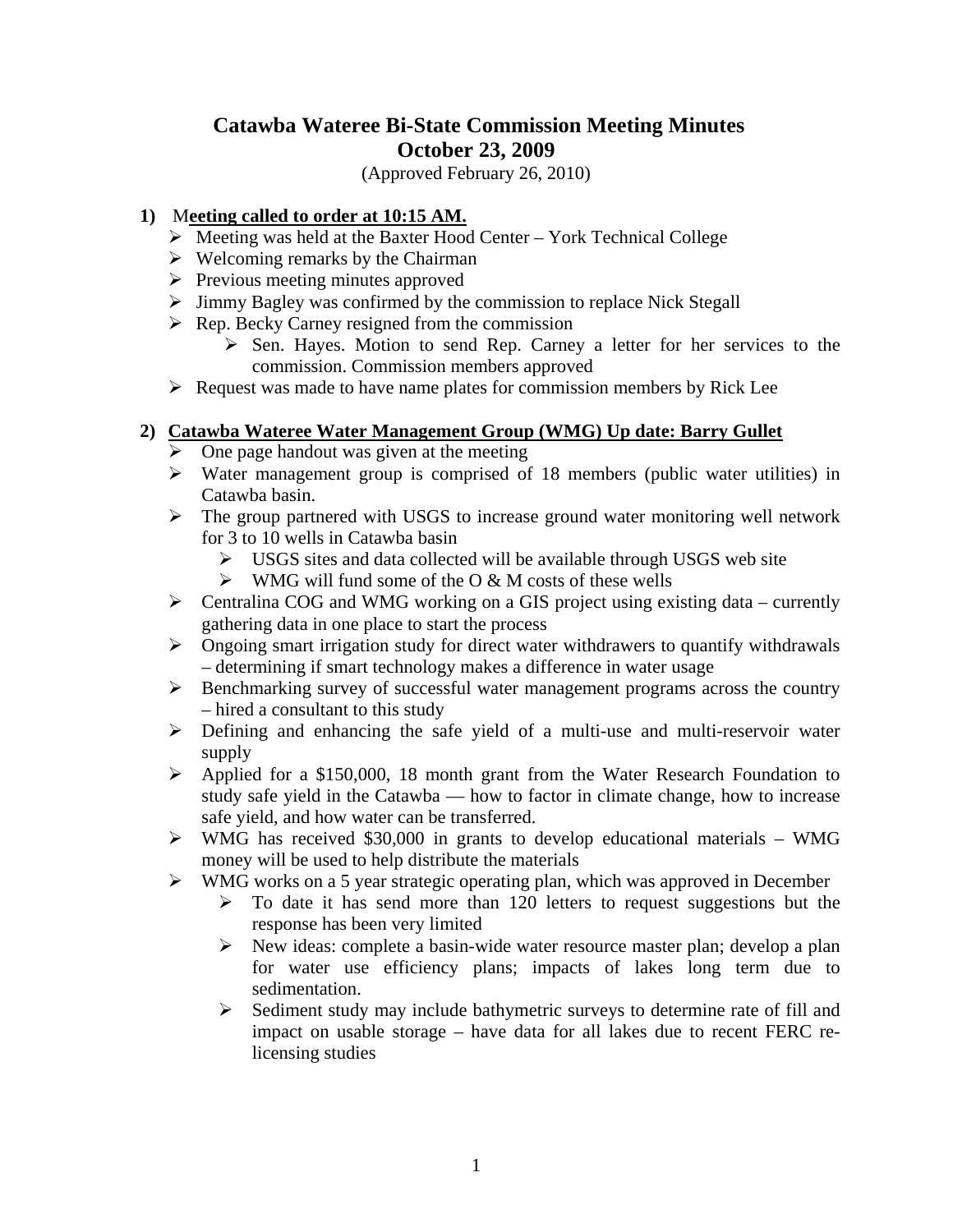# Catawba Wateree Bi-State Commission Meeting Minutes
# October 23, 2009

(Approved February 26, 2010)

1) **Meeting called to order at 10:15 AM.**
   - Meeting was held at the Baxter Hood Center – York Technical College
   - Welcoming remarks by the Chairman
   - Previous meeting minutes approved
   - Jimmy Bagley was confirmed by the commission to replace Nick Stegall
   - Rep. Becky Carney resigned from the commission
     - Sen. Hayes. Motion to send Rep. Carney a letter for her services to the commission. Commission members approved
   - Request was made to have name plates for commission members by Rick Lee

2) **Catawba Wateree Water Management Group (WMG) Up date: Barry Gullet**
   - One page handout was given at the meeting
   - Water management group is comprised of 18 members (public water utilities) in Catawba basin.
   - The group partnered with USGS to increase ground water monitoring well network for 3 to 10 wells in Catawba basin
     - USGS sites and data collected will be available through USGS web site
     - WMG will fund some of the O & M costs of these wells
   - Centralina COG and WMG working on a GIS project using existing data – currently gathering data in one place to start the process
   - Ongoing smart irrigation study for direct water withdrawers to quantify withdrawals – determining if smart technology makes a difference in water usage
   - Benchmarking survey of successful water management programs across the country – hired a consultant to this study
   - Defining and enhancing the safe yield of a multi-use and multi-reservoir water supply
   - Applied for a $150,000, 18 month grant from the Water Research Foundation to study safe yield in the Catawba — how to factor in climate change, how to increase safe yield, and how water can be transferred.
   - WMG has received $30,000 in grants to develop educational materials – WMG money will be used to help distribute the materials
   - WMG works on a 5 year strategic operating plan, which was approved in December
     - To date it has send more than 120 letters to request suggestions but the response has been very limited
     - New ideas: complete a basin-wide water resource master plan; develop a plan for water use efficiency plans; impacts of lakes long term due to sedimentation.
     - Sediment study may include bathymetric surveys to determine rate of fill and impact on usable storage – have data for all lakes due to recent FERC re-licensing studies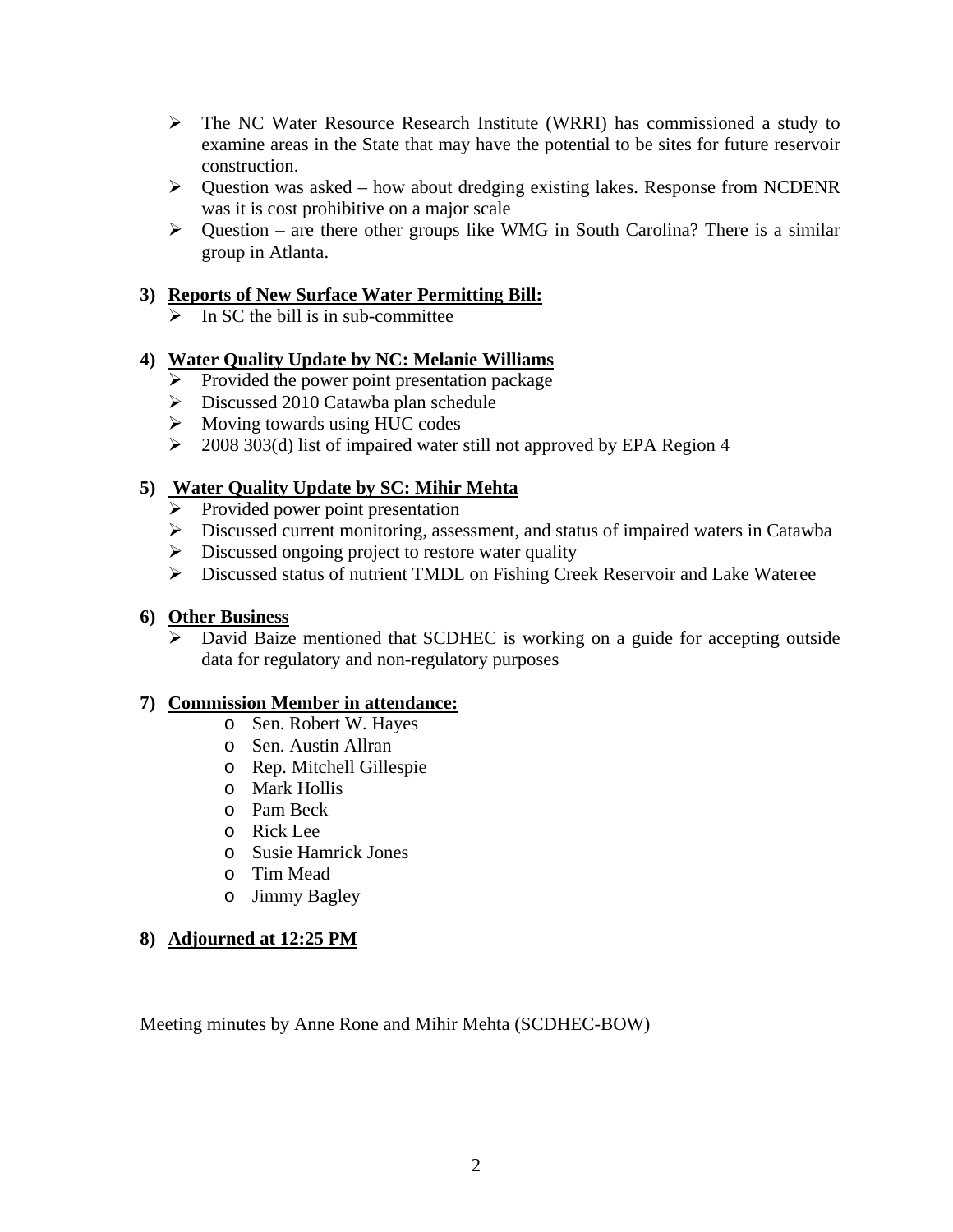- The NC Water Resource Research Institute (WRRI) has commissioned a study to examine areas in the State that may have the potential to be sites for future reservoir construction.
- Question was asked – how about dredging existing lakes. Response from NCDENR was it is cost prohibitive on a major scale
- Question – are there other groups like WMG in South Carolina? There is a similar group in Atlanta.

**3) Reports of New Surface Water Permitting Bill:**

- In SC the bill is in sub-committee

**4) Water Quality Update by NC: Melanie Williams**

- Provided the power point presentation package
- Discussed 2010 Catawba plan schedule
- Moving towards using HUC codes
- 2008 303(d) list of impaired water still not approved by EPA Region 4

**5) Water Quality Update by SC: Mihir Mehta**

- Provided power point presentation
- Discussed current monitoring, assessment, and status of impaired waters in Catawba
- Discussed ongoing project to restore water quality
- Discussed status of nutrient TMDL on Fishing Creek Reservoir and Lake Wateree

**6) Other Business**

- David Baize mentioned that SCDHEC is working on a guide for accepting outside data for regulatory and non-regulatory purposes

**7) Commission Member in attendance:**

- Sen. Robert W. Hayes
- Sen. Austin Allran
- Rep. Mitchell Gillespie
- Mark Hollis
- Pam Beck
- Rick Lee
- Susie Hamrick Jones
- Tim Mead
- Jimmy Bagley

**8) Adjourned at 12:25 PM**

Meeting minutes by Anne Rone and Mihir Mehta (SCDHEC-BOW)